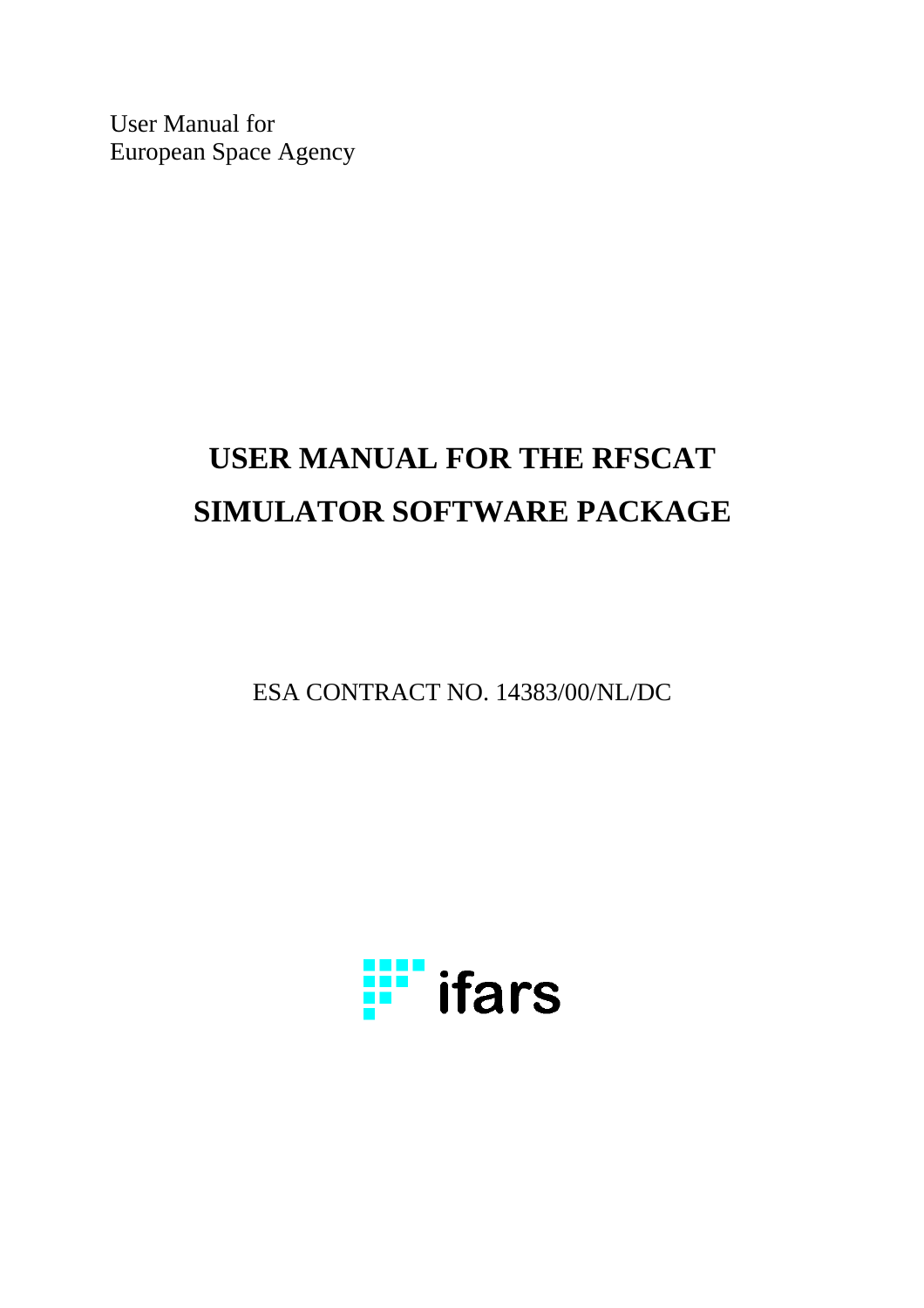User Manual for
European Space Agency

# USER MANUAL FOR THE RFSCAT SIMULATOR SOFTWARE PACKAGE

ESA CONTRACT NO. 14383/00/NL/DC

ifars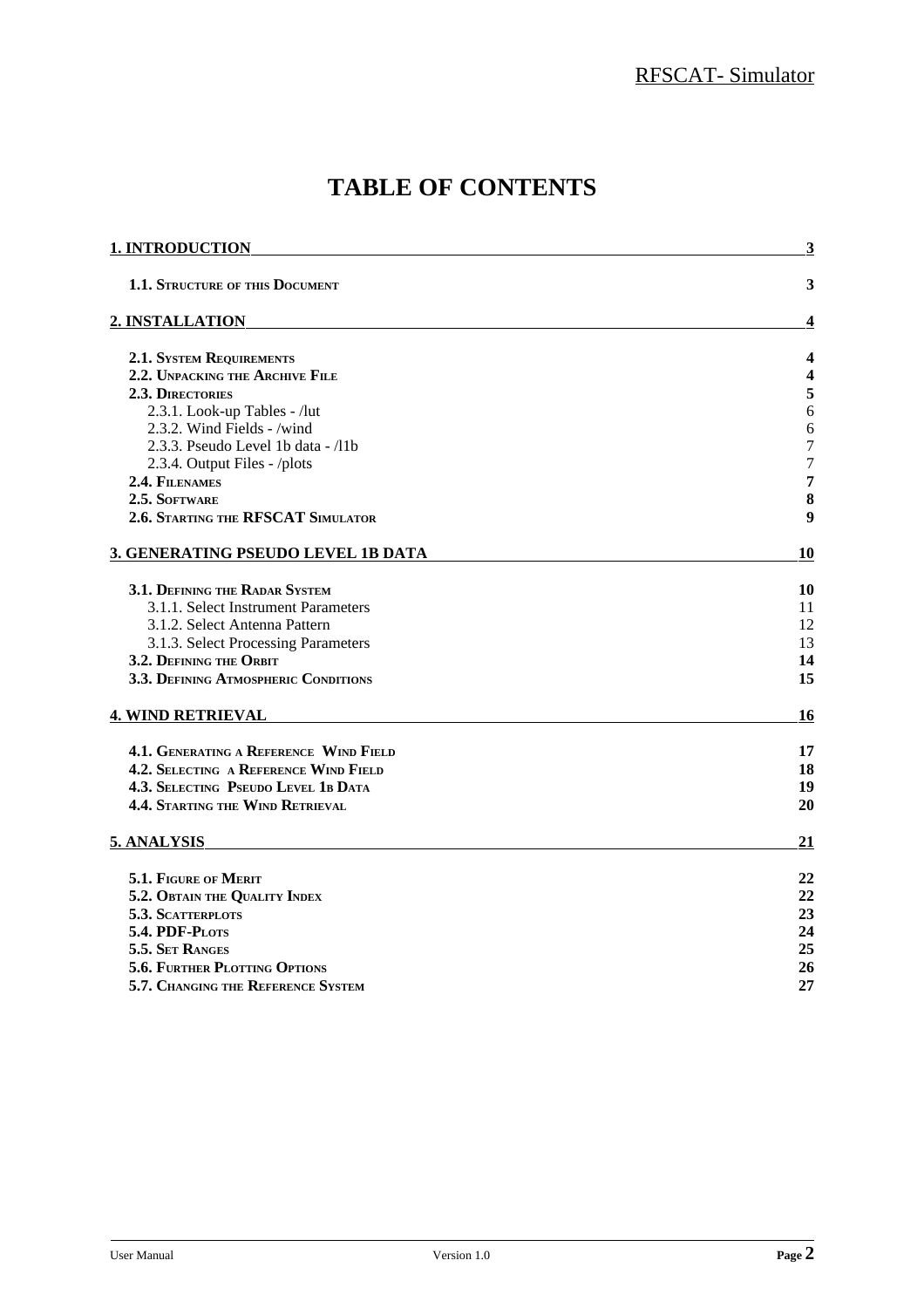# TABLE OF CONTENTS

| | |
|---|---|
| **1. INTRODUCTION** | **3** |
| **1.1. Structure of this Document** | **3** |
| **2. INSTALLATION** | **4** |
| **2.1. System Requirements** | **4** |
| **2.2. Unpacking the Archive File** | **4** |
| **2.3. Directories** | **5** |
| 2.3.1. Look-up Tables - /lut | 6 |
| 2.3.2. Wind Fields - /wind | 6 |
| 2.3.3. Pseudo Level 1b data - /l1b | 7 |
| 2.3.4. Output Files - /plots | 7 |
| **2.4. Filenames** | **7** |
| **2.5. Software** | **8** |
| **2.6. Starting the RFSCAT Simulator** | **9** |
| **3. GENERATING PSEUDO LEVEL 1B DATA** | **10** |
| **3.1. Defining the Radar System** | **10** |
| 3.1.1. Select Instrument Parameters | 11 |
| 3.1.2. Select Antenna Pattern | 12 |
| 3.1.3. Select Processing Parameters | 13 |
| **3.2. Defining the Orbit** | **14** |
| **3.3. Defining Atmospheric Conditions** | **15** |
| **4. WIND RETRIEVAL** | **16** |
| **4.1. Generating a Reference Wind Field** | **17** |
| **4.2. Selecting a Reference Wind Field** | **18** |
| **4.3. Selecting Pseudo Level 1b Data** | **19** |
| **4.4. Starting the Wind Retrieval** | **20** |
| **5. ANALYSIS** | **21** |
| **5.1. Figure of Merit** | **22** |
| **5.2. Obtain the Quality Index** | **22** |
| **5.3. Scatterplots** | **23** |
| **5.4. PDF-Plots** | **24** |
| **5.5. Set Ranges** | **25** |
| **5.6. Further Plotting Options** | **26** |
| **5.7. Changing the Reference System** | **27** |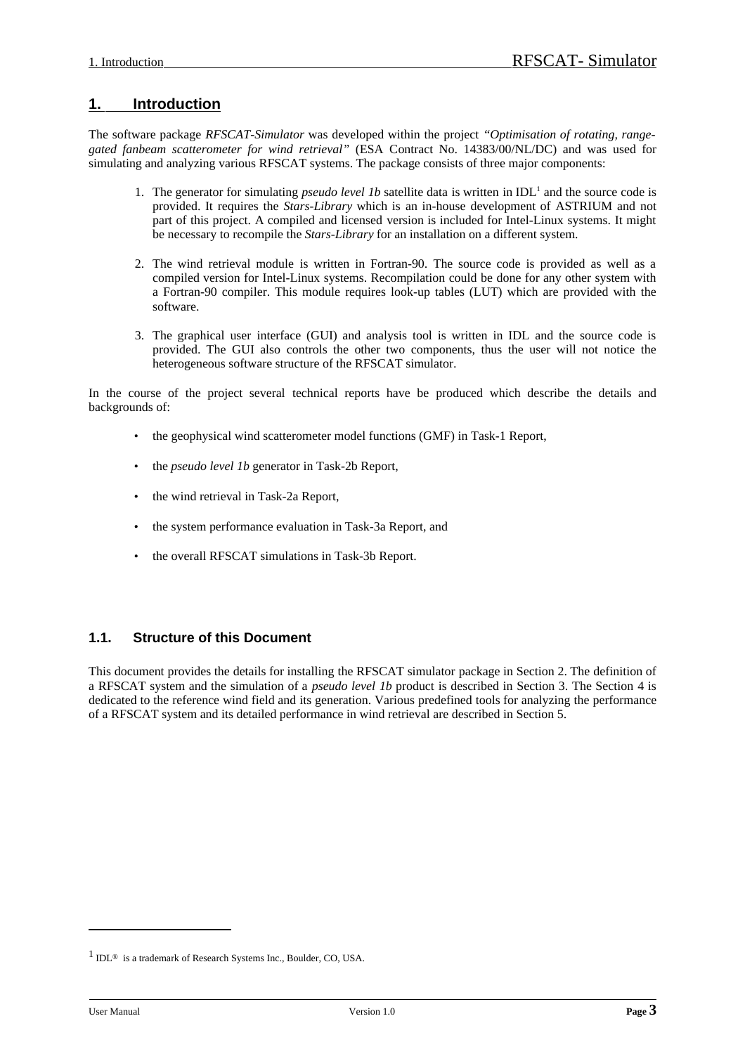# 1. Introduction

The software package *RFSCAT-Simulator* was developed within the project *"Optimisation of rotating, range-gated fanbeam scatterometer for wind retrieval"* (ESA Contract No. 14383/00/NL/DC) and was used for simulating and analyzing various RFSCAT systems. The package consists of three major components:

1. The generator for simulating *pseudo level 1b* satellite data is written in IDL[1] and the source code is provided. It requires the *Stars-Library* which is an in-house development of ASTRIUM and not part of this project. A compiled and licensed version is included for Intel-Linux systems. It might be necessary to recompile the *Stars-Library* for an installation on a different system.

2. The wind retrieval module is written in Fortran-90. The source code is provided as well as a compiled version for Intel-Linux systems. Recompilation could be done for any other system with a Fortran-90 compiler. This module requires look-up tables (LUT) which are provided with the software.

3. The graphical user interface (GUI) and analysis tool is written in IDL and the source code is provided. The GUI also controls the other two components, thus the user will not notice the heterogeneous software structure of the RFSCAT simulator.

In the course of the project several technical reports have be produced which describe the details and backgrounds of:

- the geophysical wind scatterometer model functions (GMF) in Task-1 Report,
- the *pseudo level 1b* generator in Task-2b Report,
- the wind retrieval in Task-2a Report,
- the system performance evaluation in Task-3a Report, and
- the overall RFSCAT simulations in Task-3b Report.

## 1.1. Structure of this Document

This document provides the details for installing the RFSCAT simulator package in Section 2. The definition of a RFSCAT system and the simulation of a *pseudo level 1b* product is described in Section 3. The Section 4 is dedicated to the reference wind field and its generation. Various predefined tools for analyzing the performance of a RFSCAT system and its detailed performance in wind retrieval are described in Section 5.

[1] IDL® is a trademark of Research Systems Inc., Boulder, CO, USA.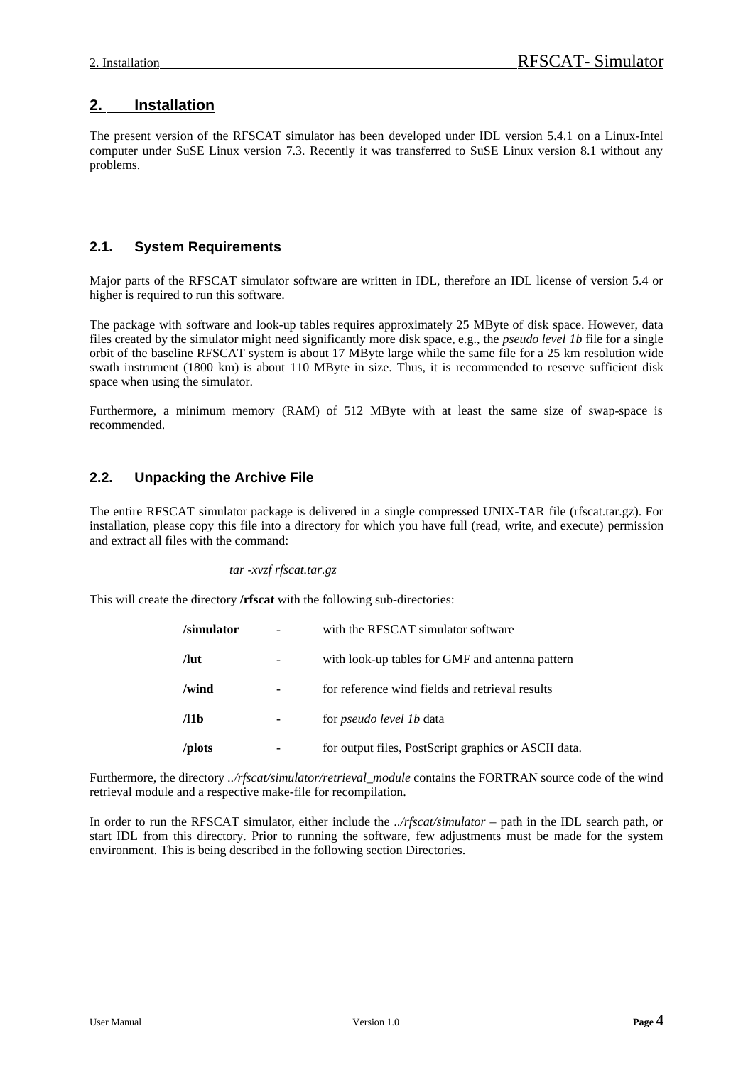## 2. Installation

The present version of the RFSCAT simulator has been developed under IDL version 5.4.1 on a Linux-Intel computer under SuSE Linux version 7.3. Recently it was transferred to SuSE Linux version 8.1 without any problems.

### 2.1. System Requirements

Major parts of the RFSCAT simulator software are written in IDL, therefore an IDL license of version 5.4 or higher is required to run this software.

The package with software and look-up tables requires approximately 25 MByte of disk space. However, data files created by the simulator might need significantly more disk space, e.g., the *pseudo level 1b* file for a single orbit of the baseline RFSCAT system is about 17 MByte large while the same file for a 25 km resolution wide swath instrument (1800 km) is about 110 MByte in size. Thus, it is recommended to reserve sufficient disk space when using the simulator.

Furthermore, a minimum memory (RAM) of 512 MByte with at least the same size of swap-space is recommended.

### 2.2. Unpacking the Archive File

The entire RFSCAT simulator package is delivered in a single compressed UNIX-TAR file (rfscat.tar.gz). For installation, please copy this file into a directory for which you have full (read, write, and execute) permission and extract all files with the command:

*tar -xvzf rfscat.tar.gz*

This will create the directory **/rfscat** with the following sub-directories:

| | | |
|---|---|---|
| **/simulator** | - | with the RFSCAT simulator software |
| **/lut** | - | with look-up tables for GMF and antenna pattern |
| **/wind** | - | for reference wind fields and retrieval results |
| **/l1b** | - | for *pseudo level 1b* data |
| **/plots** | - | for output files, PostScript graphics or ASCII data. |

Furthermore, the directory *../rfscat/simulator/retrieval_module* contains the FORTRAN source code of the wind retrieval module and a respective make-file for recompilation.

In order to run the RFSCAT simulator, either include the *../rfscat/simulator* – path in the IDL search path, or start IDL from this directory. Prior to running the software, few adjustments must be made for the system environment. This is being described in the following section Directories.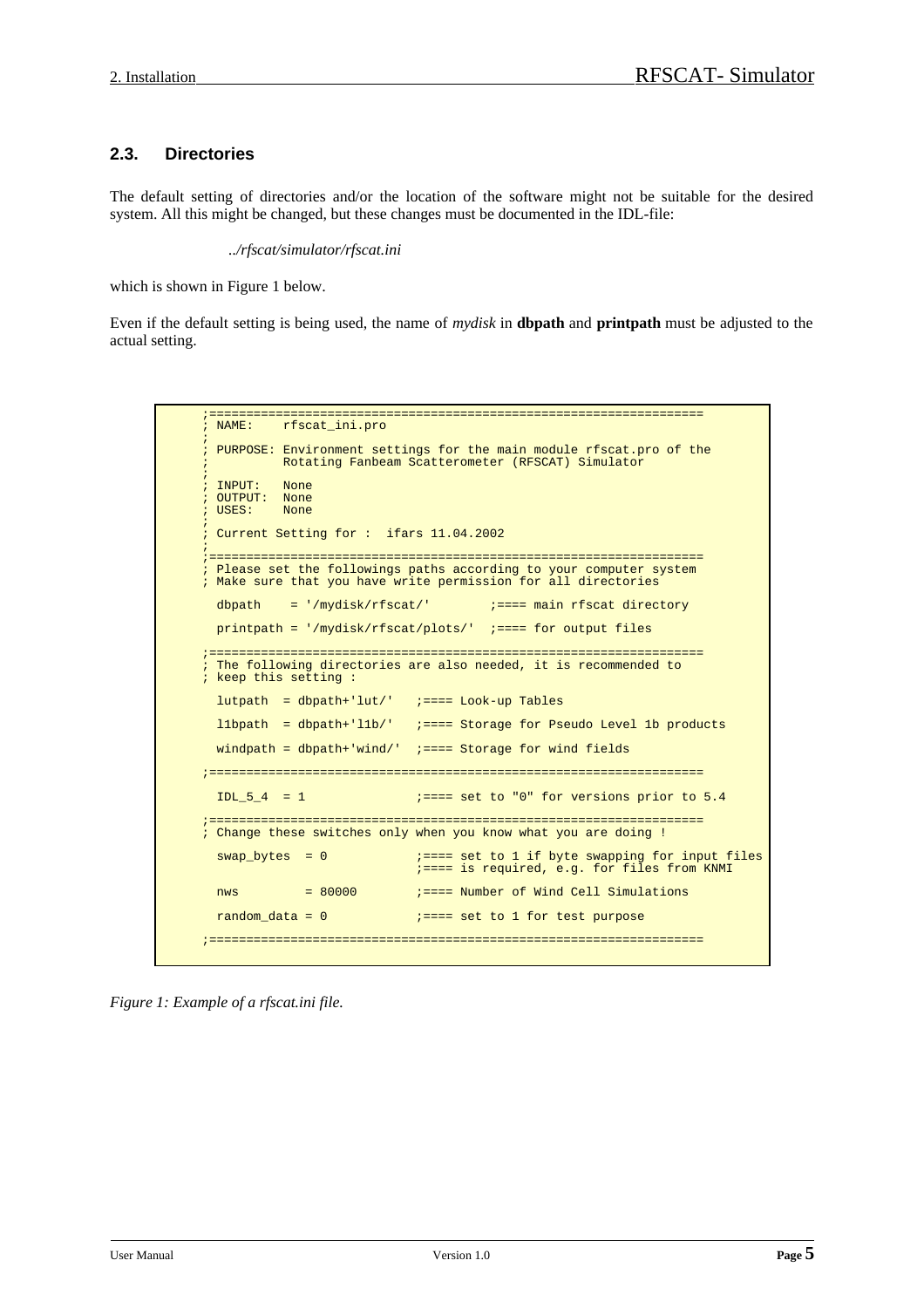### 2.3. Directories

The default setting of directories and/or the location of the software might not be suitable for the desired system. All this might be changed, but these changes must be documented in the IDL-file:

*../rfscat/simulator/rfscat.ini*

which is shown in Figure 1 below.

Even if the default setting is being used, the name of *mydisk* in **dbpath** and **printpath** must be adjusted to the actual setting.

```
;==================================================================
; NAME:    rfscat_ini.pro
;
; PURPOSE: Environment settings for the main module rfscat.pro of the
;          Rotating Fanbeam Scatterometer (RFSCAT) Simulator
;
; INPUT:   None
; OUTPUT:  None
; USES:    None
;
; Current Setting for :  ifars 11.04.2002
;
;==================================================================
; Please set the followings paths according to your computer system
; Make sure that you have write permission for all directories

  dbpath    = '/mydisk/rfscat/'        ;==== main rfscat directory

  printpath = '/mydisk/rfscat/plots/'  ;==== for output files

;==================================================================
; The following directories are also needed, it is recommended to
; keep this setting :

  lutpath  = dbpath+'lut/'   ;==== Look-up Tables

  l1bpath  = dbpath+'l1b/'   ;==== Storage for Pseudo Level 1b products

  windpath = dbpath+'wind/'  ;==== Storage for wind fields

;==================================================================

  IDL_5_4  = 1               ;==== set to "0" for versions prior to 5.4

;==================================================================
; Change these switches only when you know what you are doing !

  swap_bytes  = 0            ;==== set to 1 if byte swapping for input files
                             ;==== is required, e.g. for files from KNMI

  nws         = 80000        ;==== Number of Wind Cell Simulations

  random_data = 0            ;==== set to 1 for test purpose

;==================================================================
```

*Figure 1: Example of a rfscat.ini file.*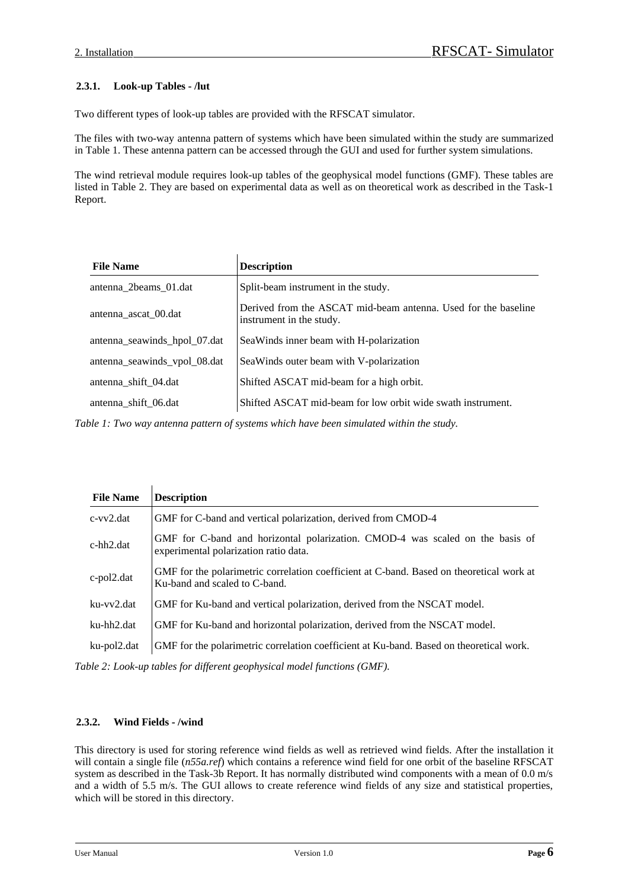### 2.3.1. Look-up Tables - /lut

Two different types of look-up tables are provided with the RFSCAT simulator.

The files with two-way antenna pattern of systems which have been simulated within the study are summarized in Table 1. These antenna pattern can be accessed through the GUI and used for further system simulations.

The wind retrieval module requires look-up tables of the geophysical model functions (GMF). These tables are listed in Table 2. They are based on experimental data as well as on theoretical work as described in the Task-1 Report.

| File Name | Description |
|---|---|
| antenna_2beams_01.dat | Split-beam instrument in the study. |
| antenna_ascat_00.dat | Derived from the ASCAT mid-beam antenna. Used for the baseline instrument in the study. |
| antenna_seawinds_hpol_07.dat | SeaWinds inner beam with H-polarization |
| antenna_seawinds_vpol_08.dat | SeaWinds outer beam with V-polarization |
| antenna_shift_04.dat | Shifted ASCAT mid-beam for a high orbit. |
| antenna_shift_06.dat | Shifted ASCAT mid-beam for low orbit wide swath instrument. |

*Table 1: Two way antenna pattern of systems which have been simulated within the study.*

| File Name | Description |
|---|---|
| c-vv2.dat | GMF for C-band and vertical polarization, derived from CMOD-4 |
| c-hh2.dat | GMF for C-band and horizontal polarization. CMOD-4 was scaled on the basis of experimental polarization ratio data. |
| c-pol2.dat | GMF for the polarimetric correlation coefficient at C-band. Based on theoretical work at Ku-band and scaled to C-band. |
| ku-vv2.dat | GMF for Ku-band and vertical polarization, derived from the NSCAT model. |
| ku-hh2.dat | GMF for Ku-band and horizontal polarization, derived from the NSCAT model. |
| ku-pol2.dat | GMF for the polarimetric correlation coefficient at Ku-band. Based on theoretical work. |

*Table 2: Look-up tables for different geophysical model functions (GMF).*

### 2.3.2. Wind Fields - /wind

This directory is used for storing reference wind fields as well as retrieved wind fields. After the installation it will contain a single file (*n55a.ref*) which contains a reference wind field for one orbit of the baseline RFSCAT system as described in the Task-3b Report. It has normally distributed wind components with a mean of 0.0 m/s and a width of 5.5 m/s. The GUI allows to create reference wind fields of any size and statistical properties, which will be stored in this directory.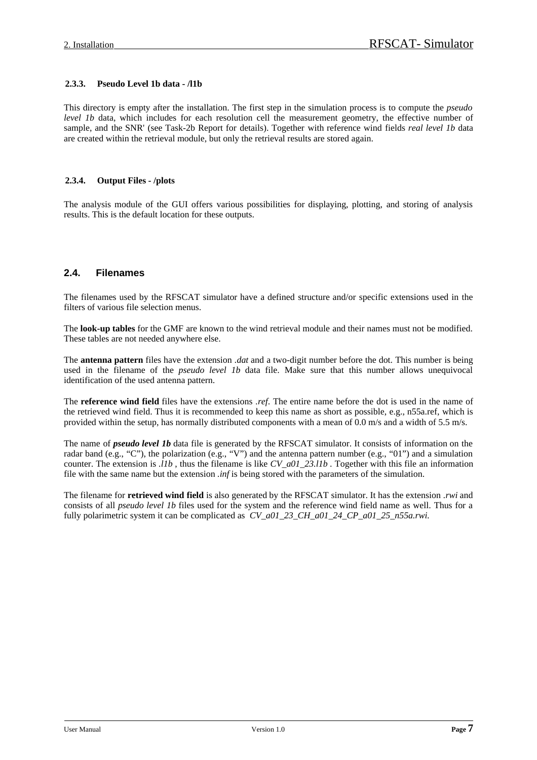#### 2.3.3. Pseudo Level 1b data - /l1b

This directory is empty after the installation. The first step in the simulation process is to compute the *pseudo level 1b* data, which includes for each resolution cell the measurement geometry, the effective number of sample, and the SNR' (see Task-2b Report for details). Together with reference wind fields *real level 1b* data are created within the retrieval module, but only the retrieval results are stored again.

#### 2.3.4. Output Files - /plots

The analysis module of the GUI offers various possibilities for displaying, plotting, and storing of analysis results. This is the default location for these outputs.

### 2.4. Filenames

The filenames used by the RFSCAT simulator have a defined structure and/or specific extensions used in the filters of various file selection menus.

The **look-up tables** for the GMF are known to the wind retrieval module and their names must not be modified. These tables are not needed anywhere else.

The **antenna pattern** files have the extension *.dat* and a two-digit number before the dot. This number is being used in the filename of the *pseudo level 1b* data file. Make sure that this number allows unequivocal identification of the used antenna pattern.

The **reference wind field** files have the extensions *.ref*. The entire name before the dot is used in the name of the retrieved wind field. Thus it is recommended to keep this name as short as possible, e.g., n55a.ref, which is provided within the setup, has normally distributed components with a mean of 0.0 m/s and a width of 5.5 m/s.

The name of ***pseudo level 1b*** data file is generated by the RFSCAT simulator. It consists of information on the radar band (e.g., "C"), the polarization (e.g., "V") and the antenna pattern number (e.g., "01") and a simulation counter. The extension is *.l1b* , thus the filename is like *CV_a01_23.l1b* . Together with this file an information file with the same name but the extension *.inf* is being stored with the parameters of the simulation.

The filename for **retrieved wind field** is also generated by the RFSCAT simulator. It has the extension *.rwi* and consists of all *pseudo level 1b* files used for the system and the reference wind field name as well. Thus for a fully polarimetric system it can be complicated as *CV_a01_23_CH_a01_24_CP_a01_25_n55a.rwi.*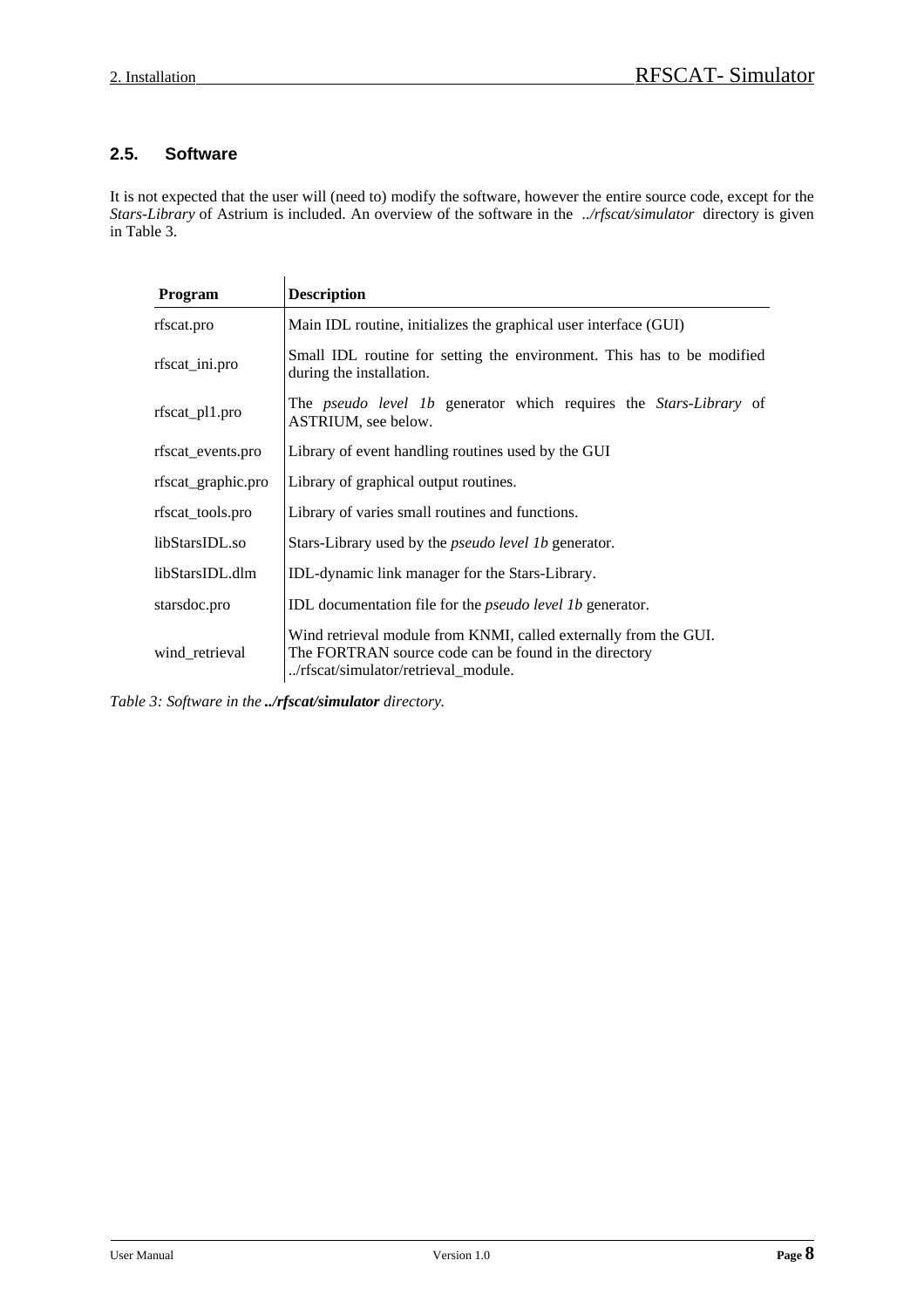## 2.5. Software

It is not expected that the user will (need to) modify the software, however the entire source code, except for the *Stars-Library* of Astrium is included. An overview of the software in the *../rfscat/simulator* directory is given in Table 3.

| Program | Description |
|---|---|
| rfscat.pro | Main IDL routine, initializes the graphical user interface (GUI) |
| rfscat_ini.pro | Small IDL routine for setting the environment. This has to be modified during the installation. |
| rfscat_pl1.pro | The *pseudo level 1b* generator which requires the *Stars-Library* of ASTRIUM, see below. |
| rfscat_events.pro | Library of event handling routines used by the GUI |
| rfscat_graphic.pro | Library of graphical output routines. |
| rfscat_tools.pro | Library of varies small routines and functions. |
| libStarsIDL.so | Stars-Library used by the *pseudo level 1b* generator. |
| libStarsIDL.dlm | IDL-dynamic link manager for the Stars-Library. |
| starsdoc.pro | IDL documentation file for the *pseudo level 1b* generator. |
| wind_retrieval | Wind retrieval module from KNMI, called externally from the GUI. The FORTRAN source code can be found in the directory ../rfscat/simulator/retrieval_module. |

*Table 3: Software in the* ***../rfscat/simulator*** *directory.*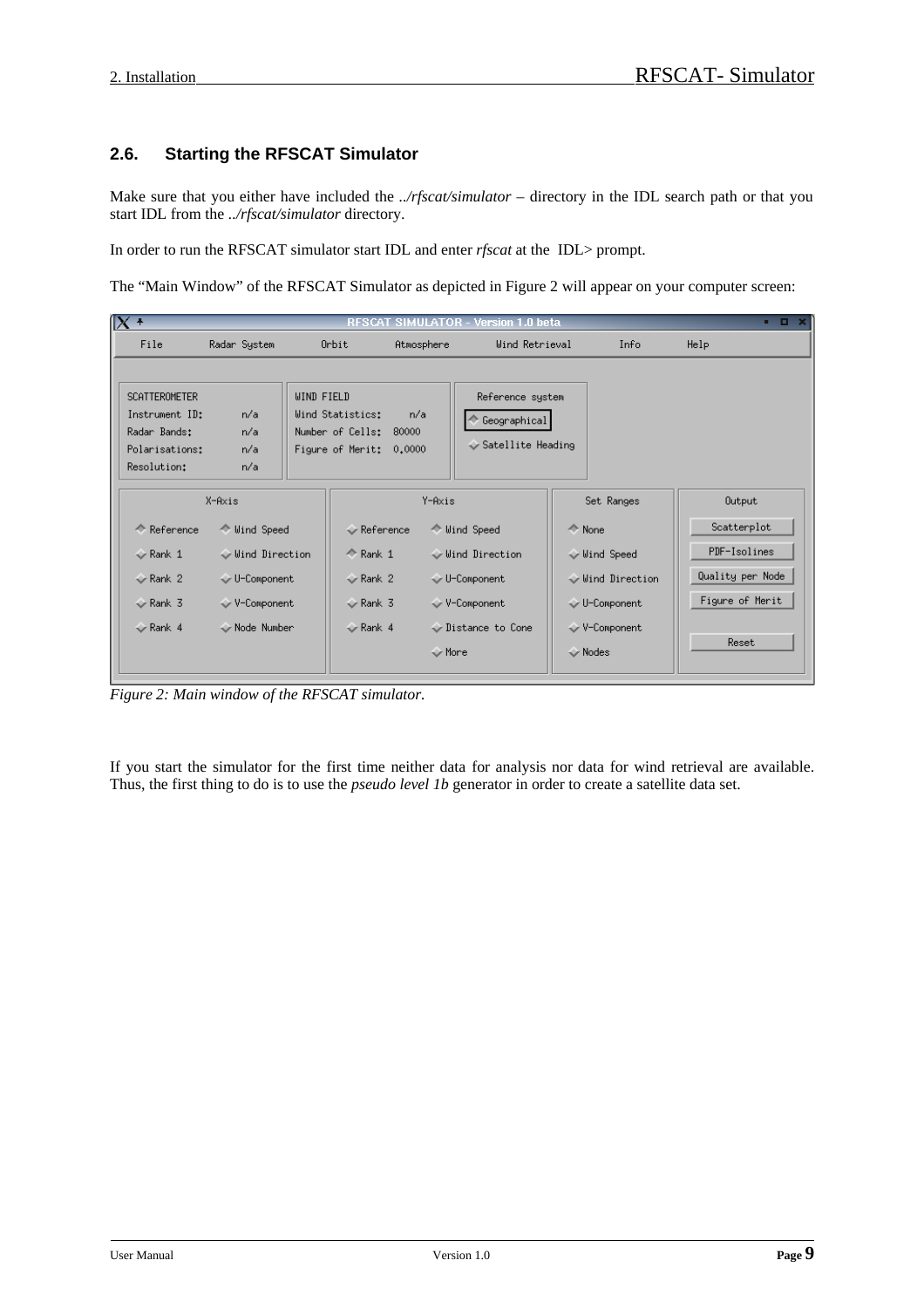## 2.6. Starting the RFSCAT Simulator

Make sure that you either have included the *../rfscat/simulator* – directory in the IDL search path or that you start IDL from the *../rfscat/simulator* directory.

In order to run the RFSCAT simulator start IDL and enter *rfscat* at the IDL> prompt.

The “Main Window” of the RFSCAT Simulator as depicted in Figure 2 will appear on your computer screen:

*Figure 2: Main window of the RFSCAT simulator.*

If you start the simulator for the first time neither data for analysis nor data for wind retrieval are available. Thus, the first thing to do is to use the *pseudo level 1b* generator in order to create a satellite data set.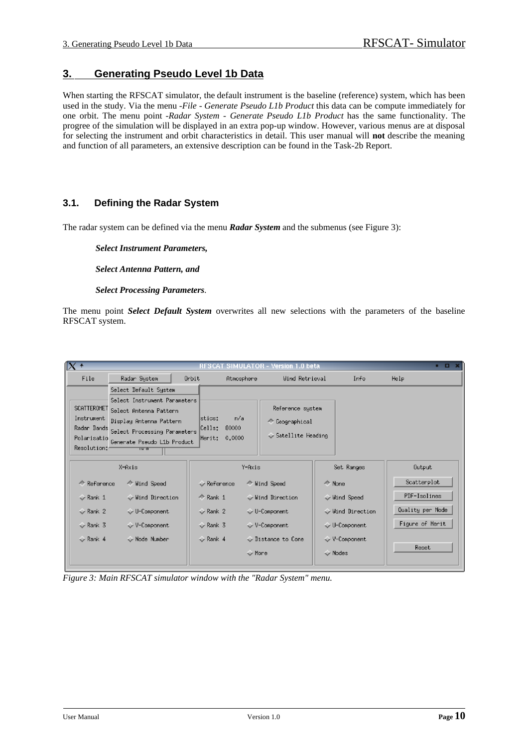# 3. Generating Pseudo Level 1b Data

When starting the RFSCAT simulator, the default instrument is the baseline (reference) system, which has been used in the study. Via the menu -*File - Generate Pseudo L1b Product* this data can be compute immediately for one orbit. The menu point -*Radar System - Generate Pseudo L1b Product* has the same functionality. The progree of the simulation will be displayed in an extra pop-up window. However, various menus are at disposal for selecting the instrument and orbit characteristics in detail. This user manual will **not** describe the meaning and function of all parameters, an extensive description can be found in the Task-2b Report.

## 3.1. Defining the Radar System

The radar system can be defined via the menu ***Radar System*** and the submenus (see Figure 3):

***Select Instrument Parameters,***

***Select Antenna Pattern, and***

***Select Processing Parameters***.

The menu point ***Select Default System*** overwrites all new selections with the parameters of the baseline RFSCAT system.

*Figure 3: Main RFSCAT simulator window with the "Radar System" menu.*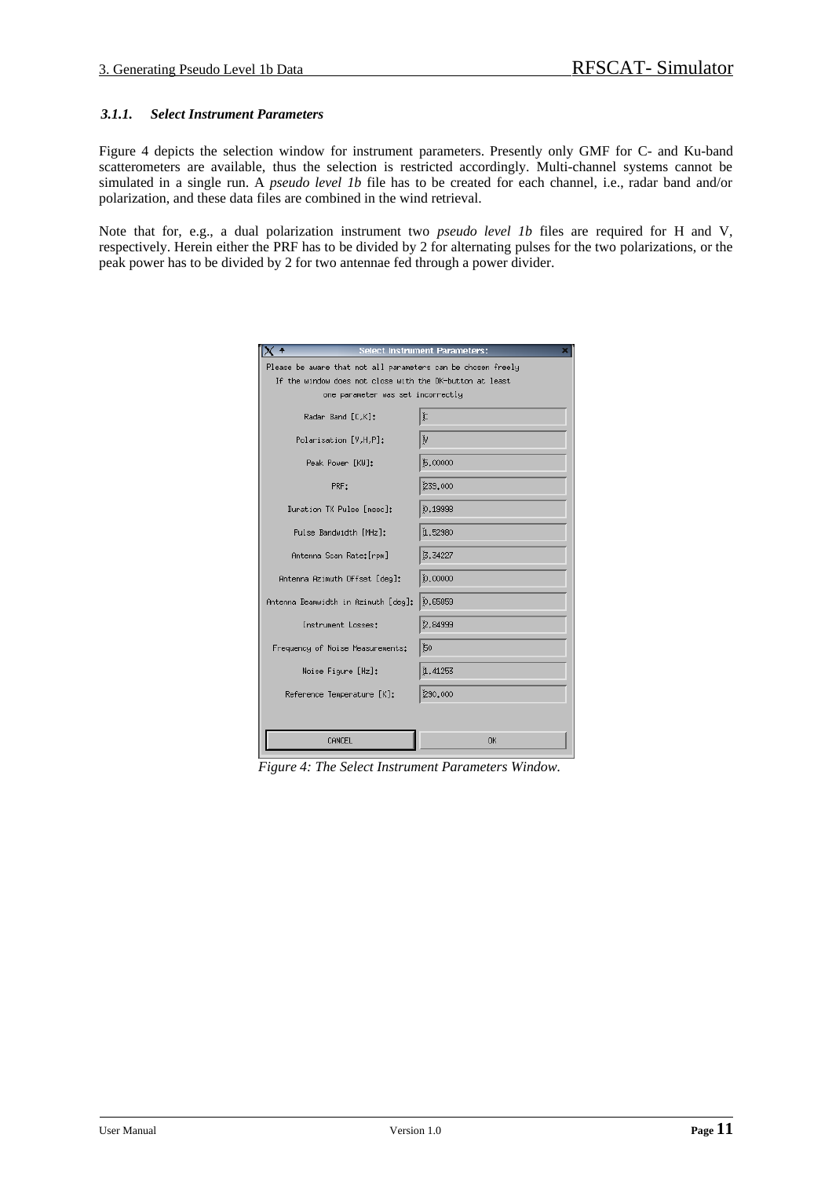### 3.1.1. *Select Instrument Parameters*

Figure 4 depicts the selection window for instrument parameters. Presently only GMF for C- and Ku-band scatterometers are available, thus the selection is restricted accordingly. Multi-channel systems cannot be simulated in a single run. A *pseudo level 1b* file has to be created for each channel, i.e., radar band and/or polarization, and these data files are combined in the wind retrieval.

Note that for, e.g., a dual polarization instrument two *pseudo level 1b* files are required for H and V, respectively. Herein either the PRF has to be divided by 2 for alternating pulses for the two polarizations, or the peak power has to be divided by 2 for two antennae fed through a power divider.

**Select Instrument Parameters:**

Please be aware that not all parameters can be chosen freely
If the window does not close with the OK-button at least
one parameter was set incorrectly

| Parameter | Value |
|---|---|
| Radar Band [C,K]: | C |
| Polarisation [V,H,P]: | V |
| Peak Power [KW]: | 5.00000 |
| PRF: | 239.000 |
| Duration TX Pulse [msec]: | 0.19998 |
| Pulse Bandwidth [MHz]: | 1.52980 |
| Antenna Scan Rate:[rpm] | 3.34227 |
| Antenna Azimuth Offset [deg]: | 0.00000 |
| Antenna Beamwidth in Azimuth [deg]: | 0.65059 |
| Instrument Losses: | 2.84999 |
| Frequency of Noise Measurements: | 50 |
| Noise Figure [Hz]: | 1.41253 |
| Reference Temperature [K]: | 290.000 |

CANCEL | OK

*Figure 4: The Select Instrument Parameters Window.*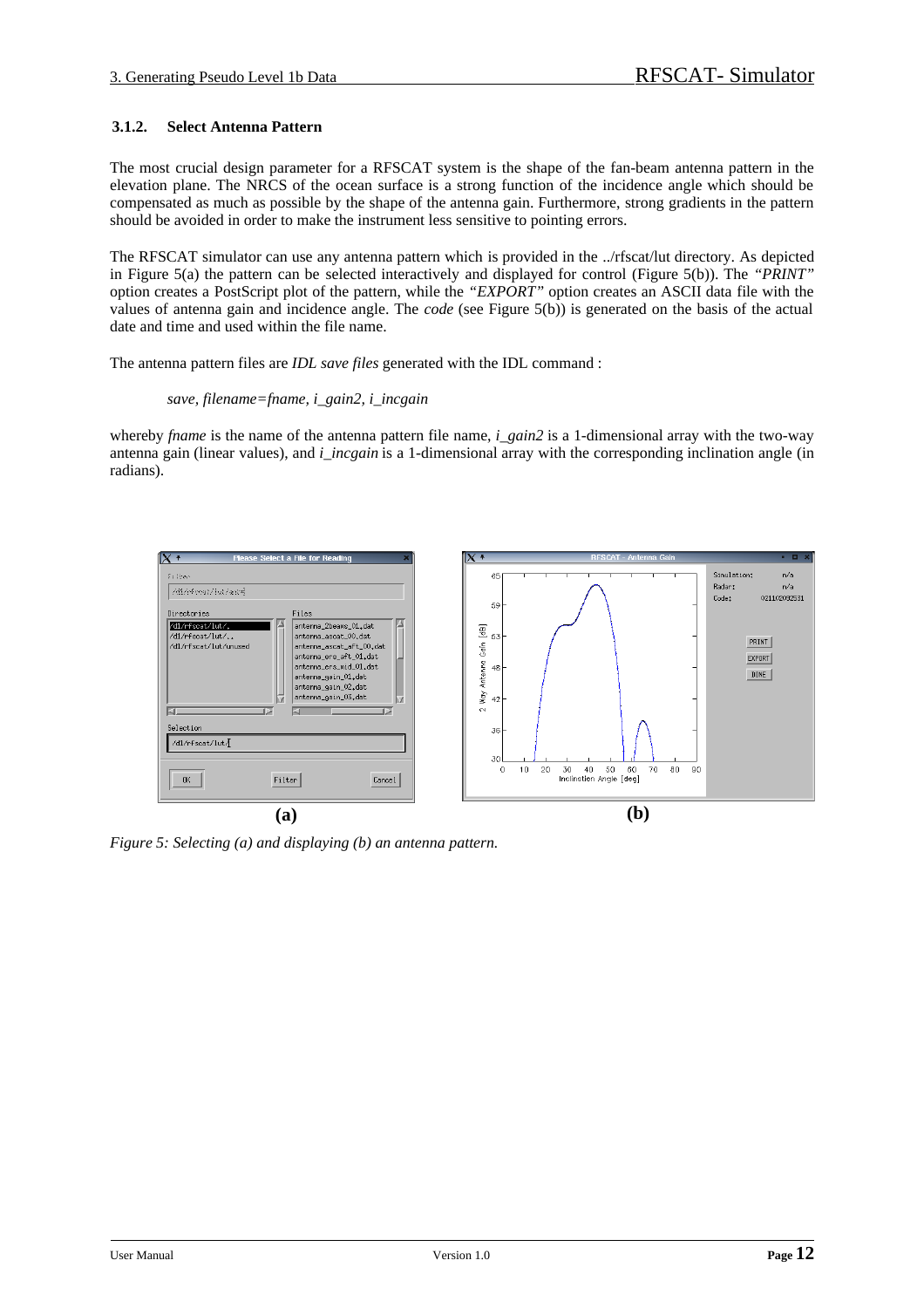### 3.1.2. Select Antenna Pattern

The most crucial design parameter for a RFSCAT system is the shape of the fan-beam antenna pattern in the elevation plane. The NRCS of the ocean surface is a strong function of the incidence angle which should be compensated as much as possible by the shape of the antenna gain. Furthermore, strong gradients in the pattern should be avoided in order to make the instrument less sensitive to pointing errors.

The RFSCAT simulator can use any antenna pattern which is provided in the ../rfscat/lut directory. As depicted in Figure 5(a) the pattern can be selected interactively and displayed for control (Figure 5(b)). The *"PRINT"* option creates a PostScript plot of the pattern, while the *"EXPORT"* option creates an ASCII data file with the values of antenna gain and incidence angle. The *code* (see Figure 5(b)) is generated on the basis of the actual date and time and used within the file name.

The antenna pattern files are *IDL save files* generated with the IDL command :

*save, filename=fname, i_gain2, i_incgain*

whereby *fname* is the name of the antenna pattern file name, *i_gain2* is a 1-dimensional array with the two-way antenna gain (linear values), and *i_incgain* is a 1-dimensional array with the corresponding inclination angle (in radians).

**(a)** **(b)**

*Figure 5: Selecting (a) and displaying (b) an antenna pattern.*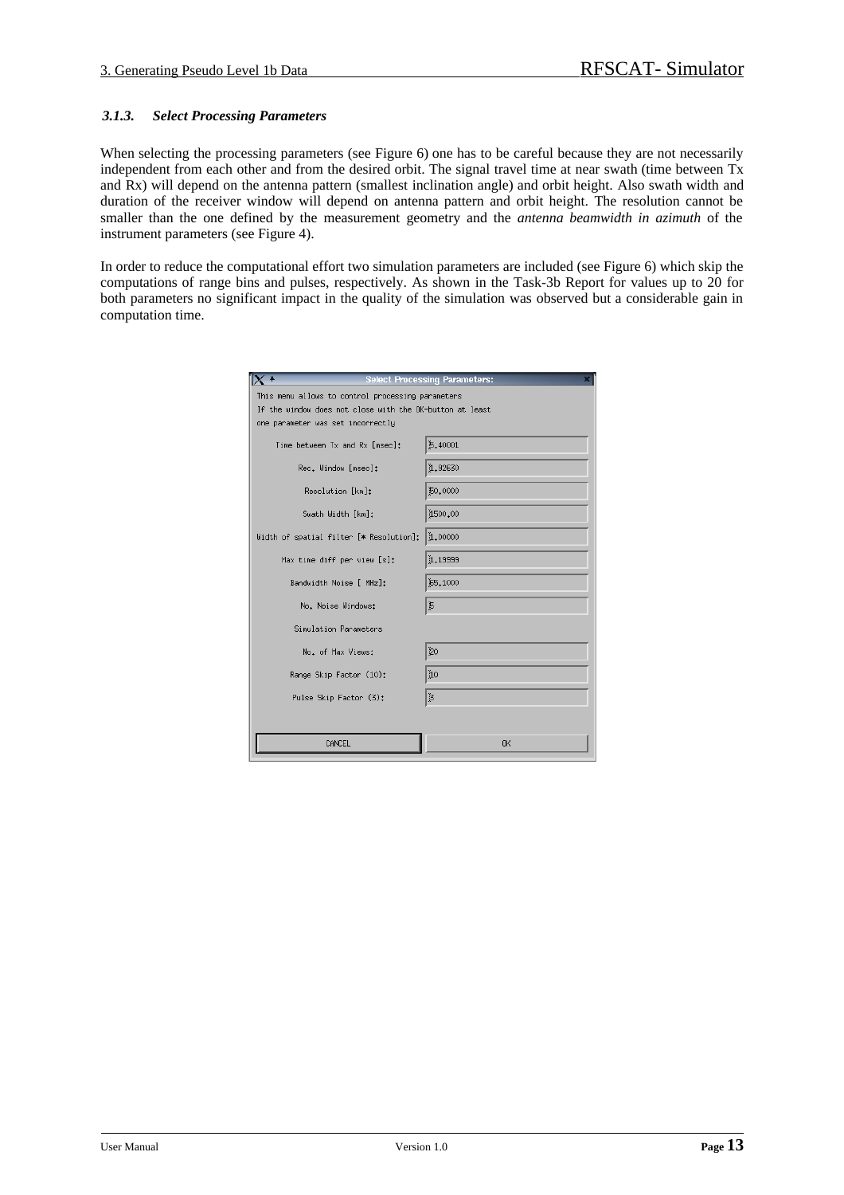### 3.1.3. *Select Processing Parameters*

When selecting the processing parameters (see Figure 6) one has to be careful because they are not necessarily independent from each other and from the desired orbit. The signal travel time at near swath (time between Tx and Rx) will depend on the antenna pattern (smallest inclination angle) and orbit height. Also swath width and duration of the receiver window will depend on antenna pattern and orbit height. The resolution cannot be smaller than the one defined by the measurement geometry and the *antenna beamwidth in azimuth* of the instrument parameters (see Figure 4).

In order to reduce the computational effort two simulation parameters are included (see Figure 6) which skip the computations of range bins and pulses, respectively. As shown in the Task-3b Report for values up to 20 for both parameters no significant impact in the quality of the simulation was observed but a considerable gain in computation time.

**Select Processing Parameters:**

This menu allows to control processing parameters
If the window does not close with the OK-button at least one parameter was set incorrectly

| Parameter | Value |
| --- | --- |
| Time between Tx and Rx [msec]: | 5.40001 |
| Rec. Window [msec]: | 1.92630 |
| Resolution [km]: | 50.0000 |
| Swath Width [km]: | 1500.00 |
| Width of spatial filter [* Resolution]: | 1.00000 |
| Max time diff per view [s]: | 1.19999 |
| Bandwidth Noise [ MHz]: | 65.1000 |
| No. Noise Windows: | 5 |
| Simulation Parameters | |
| No. of Max Views: | 20 |
| Range Skip Factor (10): | 10 |
| Pulse Skip Factor (3): | 3 |

CANCEL | OK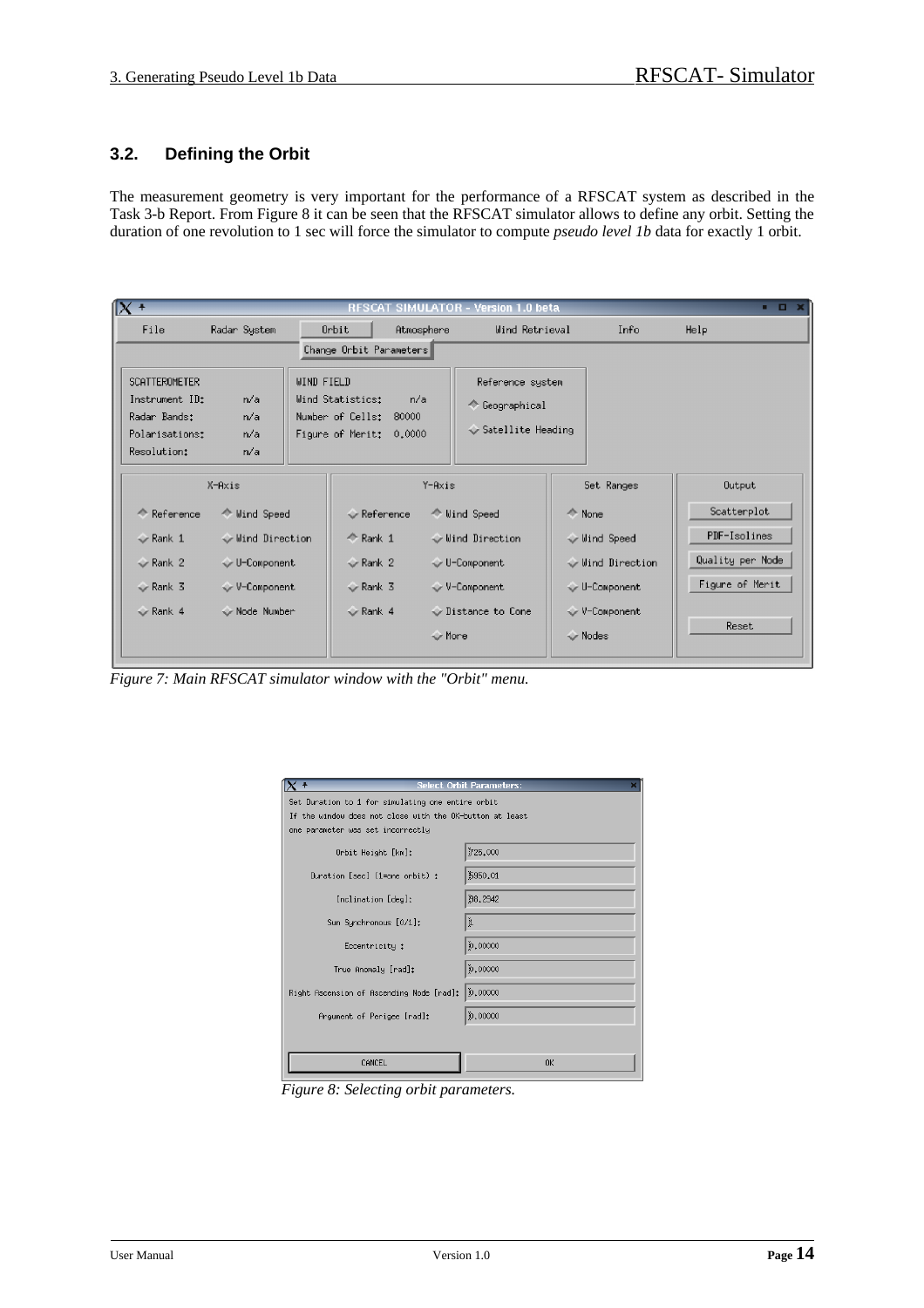## 3.2. Defining the Orbit

The measurement geometry is very important for the performance of a RFSCAT system as described in the Task 3-b Report. From Figure 8 it can be seen that the RFSCAT simulator allows to define any orbit. Setting the duration of one revolution to 1 sec will force the simulator to compute *pseudo level 1b* data for exactly 1 orbit.

*Figure 7: Main RFSCAT simulator window with the "Orbit" menu.*

*Figure 8: Selecting orbit parameters.*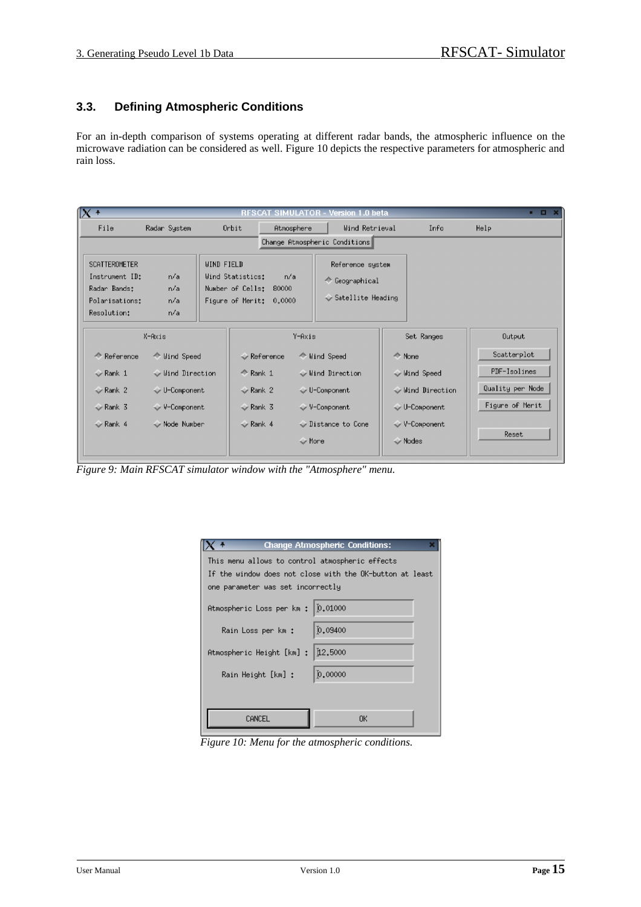## 3.3. Defining Atmospheric Conditions

For an in-depth comparison of systems operating at different radar bands, the atmospheric influence on the microwave radiation can be considered as well. Figure 10 depicts the respective parameters for atmospheric and rain loss.

*Figure 9: Main RFSCAT simulator window with the "Atmosphere" menu.*

*Figure 10: Menu for the atmospheric conditions.*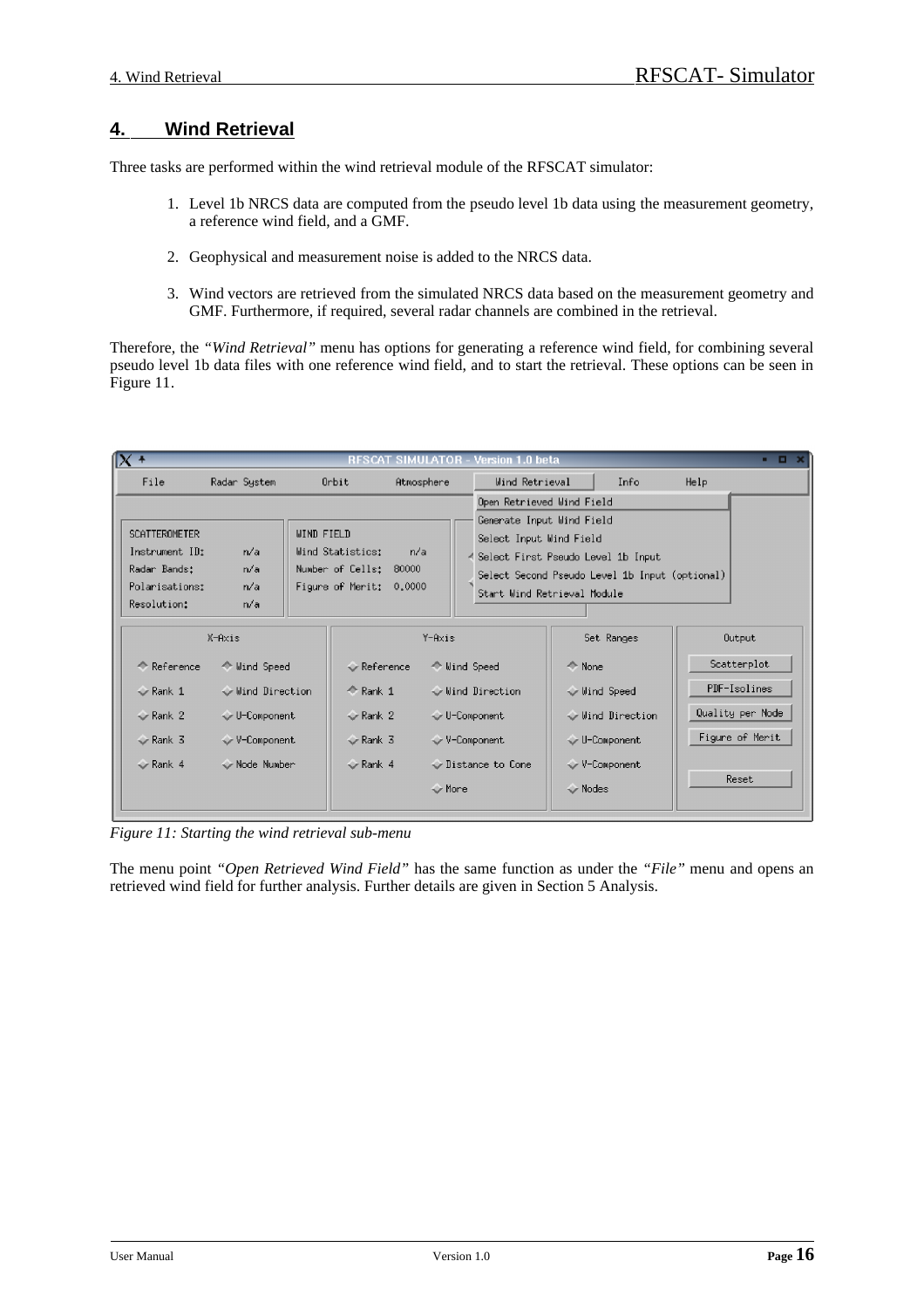# 4. Wind Retrieval

Three tasks are performed within the wind retrieval module of the RFSCAT simulator:

1. Level 1b NRCS data are computed from the pseudo level 1b data using the measurement geometry, a reference wind field, and a GMF.

2. Geophysical and measurement noise is added to the NRCS data.

3. Wind vectors are retrieved from the simulated NRCS data based on the measurement geometry and GMF. Furthermore, if required, several radar channels are combined in the retrieval.

Therefore, the *"Wind Retrieval"* menu has options for generating a reference wind field, for combining several pseudo level 1b data files with one reference wind field, and to start the retrieval. These options can be seen in Figure 11.

*Figure 11: Starting the wind retrieval sub-menu*

The menu point *"Open Retrieved Wind Field"* has the same function as under the *"File"* menu and opens an retrieved wind field for further analysis. Further details are given in Section 5 Analysis.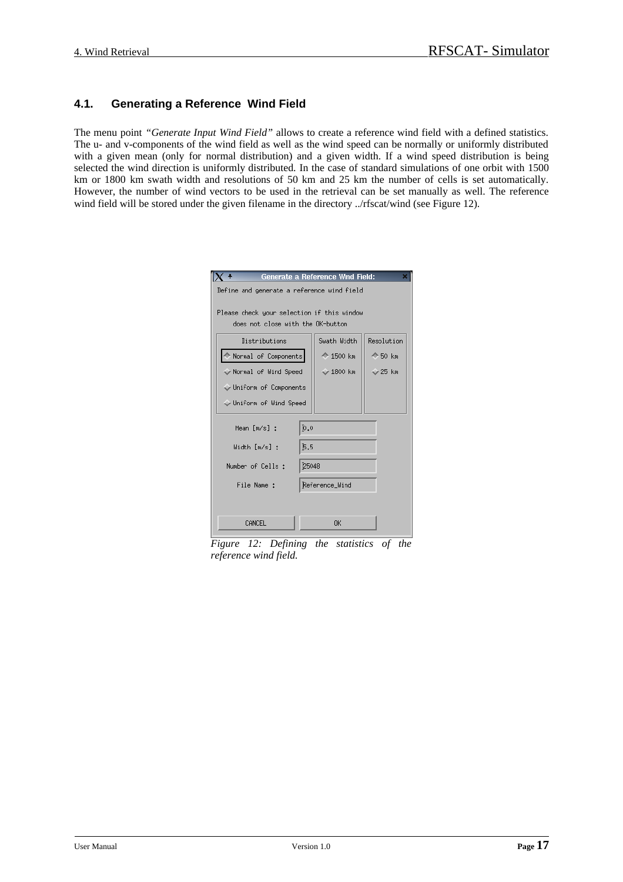## 4.1. Generating a Reference Wind Field

The menu point *"Generate Input Wind Field"* allows to create a reference wind field with a defined statistics. The u- and v-components of the wind field as well as the wind speed can be normally or uniformly distributed with a given mean (only for normal distribution) and a given width. If a wind speed distribution is being selected the wind direction is uniformly distributed. In the case of standard simulations of one orbit with 1500 km or 1800 km swath width and resolutions of 50 km and 25 km the number of cells is set automatically. However, the number of wind vectors to be used in the retrieval can be set manually as well. The reference wind field will be stored under the given filename in the directory ../rfscat/wind (see Figure 12).

*Figure 12: Defining the statistics of the reference wind field.*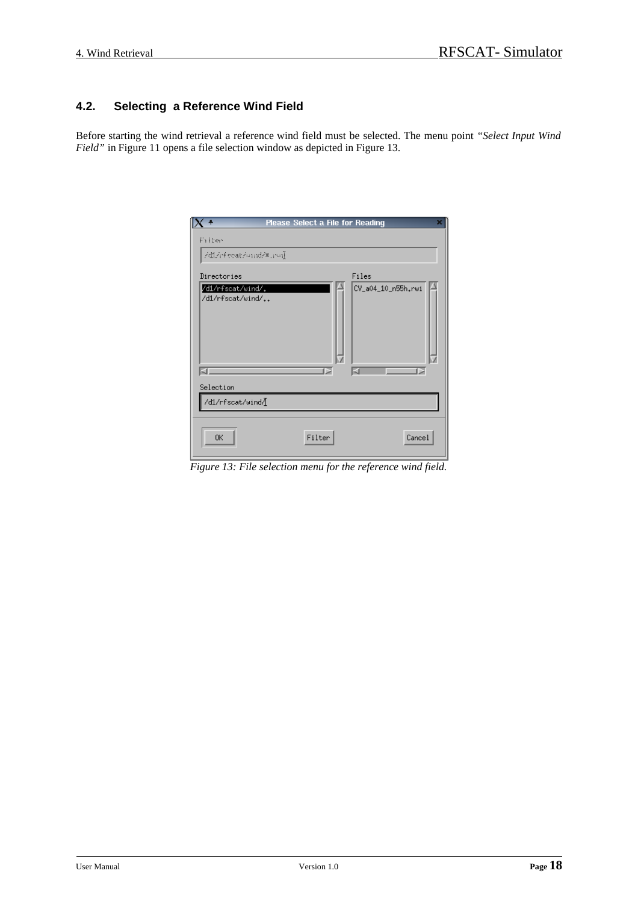## 4.2. Selecting a Reference Wind Field

Before starting the wind retrieval a reference wind field must be selected. The menu point *"Select Input Wind Field"* in Figure 11 opens a file selection window as depicted in Figure 13.

*Figure 13: File selection menu for the reference wind field.*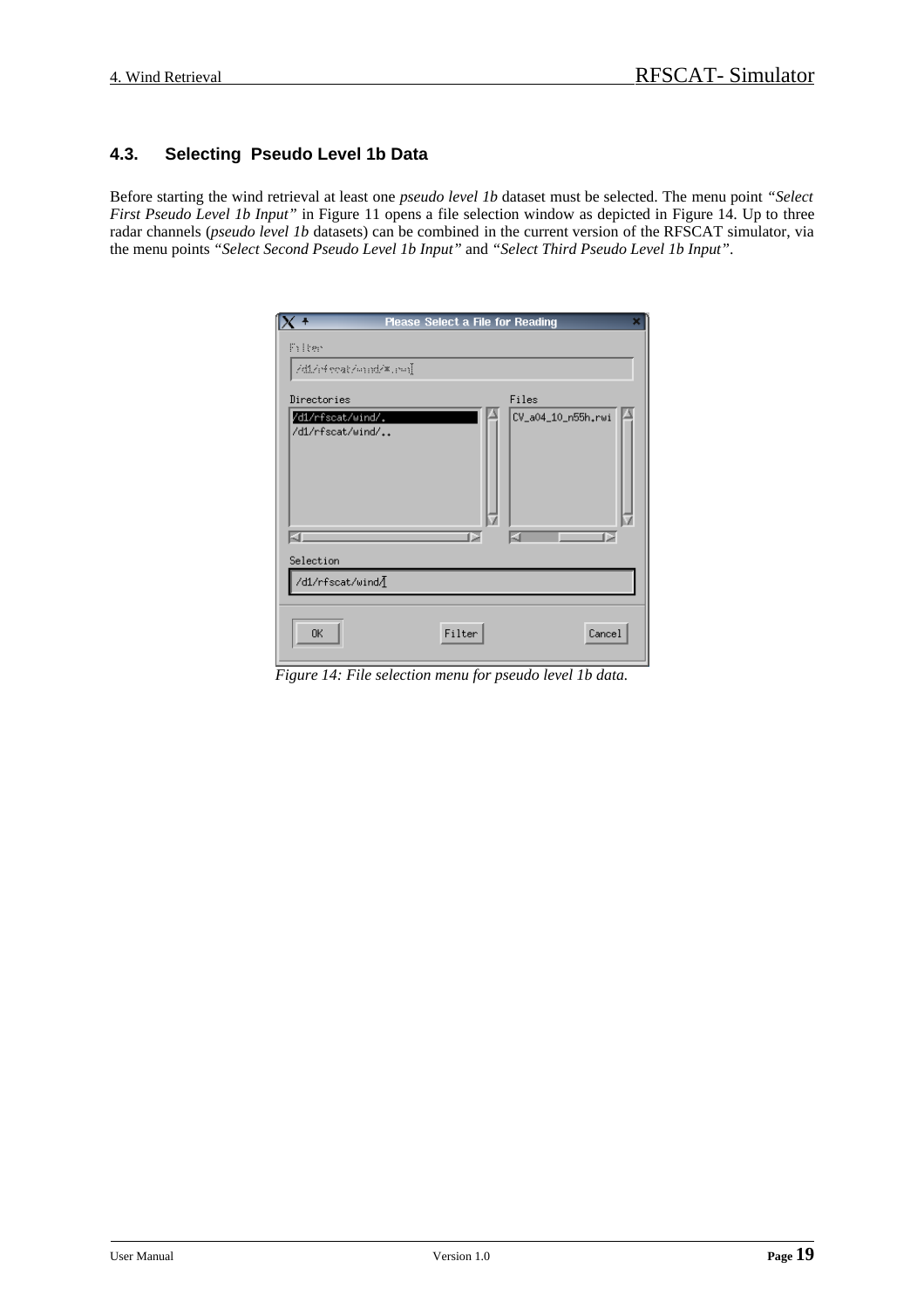## 4.3. Selecting Pseudo Level 1b Data

Before starting the wind retrieval at least one *pseudo level 1b* dataset must be selected. The menu point *"Select First Pseudo Level 1b Input"* in Figure 11 opens a file selection window as depicted in Figure 14. Up to three radar channels (*pseudo level 1b* datasets) can be combined in the current version of the RFSCAT simulator, via the menu points *"Select Second Pseudo Level 1b Input"* and *"Select Third Pseudo Level 1b Input"*.

*Figure 14: File selection menu for pseudo level 1b data.*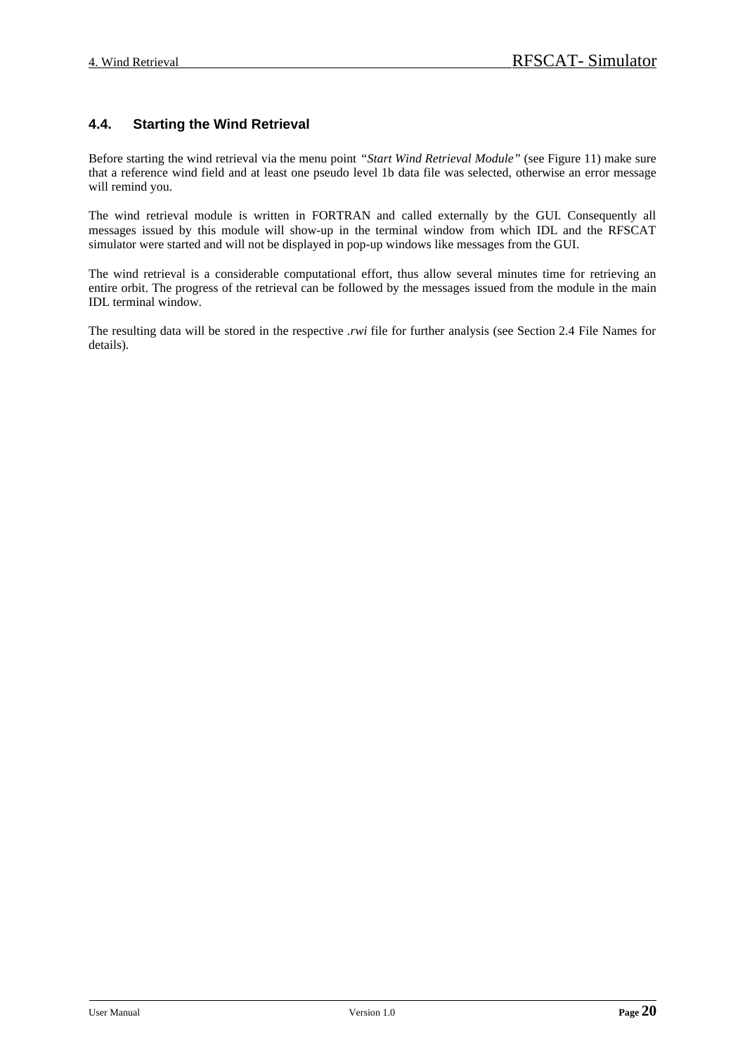## 4.4. Starting the Wind Retrieval

Before starting the wind retrieval via the menu point *"Start Wind Retrieval Module"* (see Figure 11) make sure that a reference wind field and at least one pseudo level 1b data file was selected, otherwise an error message will remind you.

The wind retrieval module is written in FORTRAN and called externally by the GUI. Consequently all messages issued by this module will show-up in the terminal window from which IDL and the RFSCAT simulator were started and will not be displayed in pop-up windows like messages from the GUI.

The wind retrieval is a considerable computational effort, thus allow several minutes time for retrieving an entire orbit. The progress of the retrieval can be followed by the messages issued from the module in the main IDL terminal window.

The resulting data will be stored in the respective *.rwi* file for further analysis (see Section 2.4 File Names for details).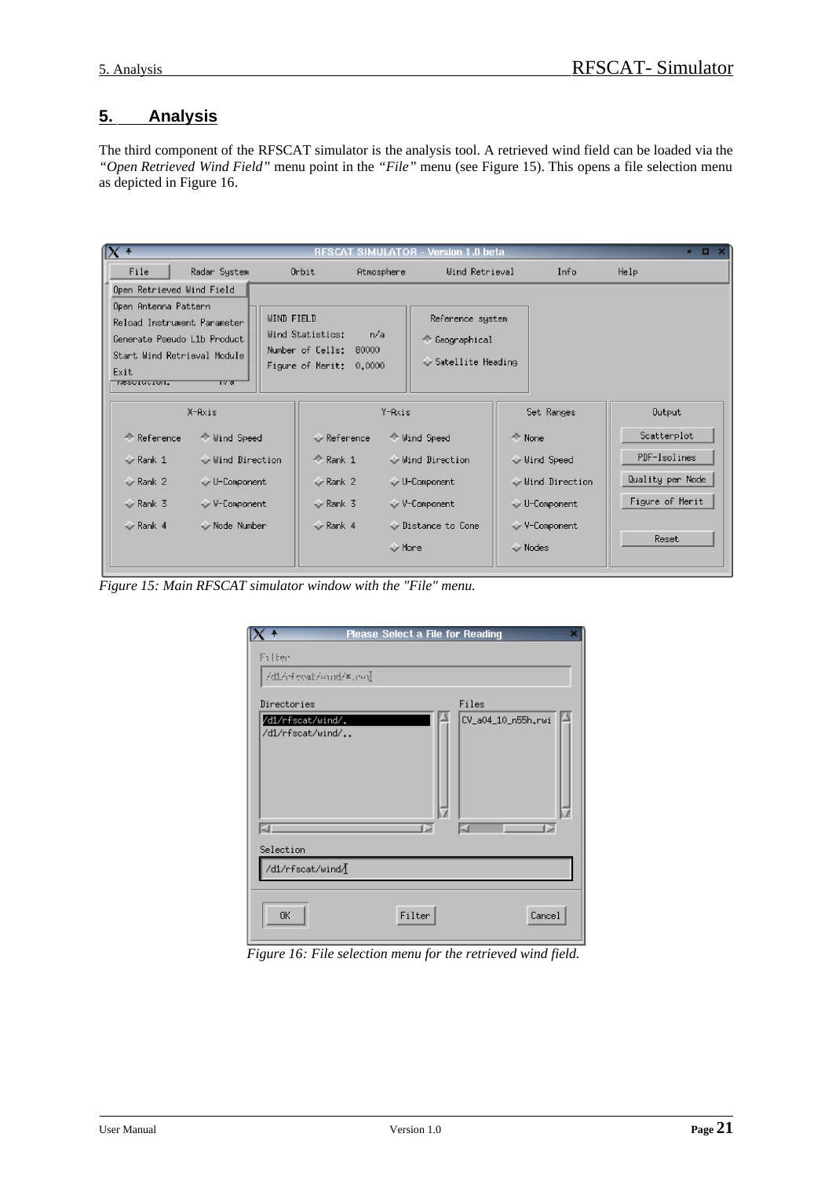# 5. Analysis

The third component of the RFSCAT simulator is the analysis tool. A retrieved wind field can be loaded via the *"Open Retrieved Wind Field"* menu point in the *"File"* menu (see Figure 15). This opens a file selection menu as depicted in Figure 16.

*Figure 15: Main RFSCAT simulator window with the "File" menu.*

*Figure 16: File selection menu for the retrieved wind field.*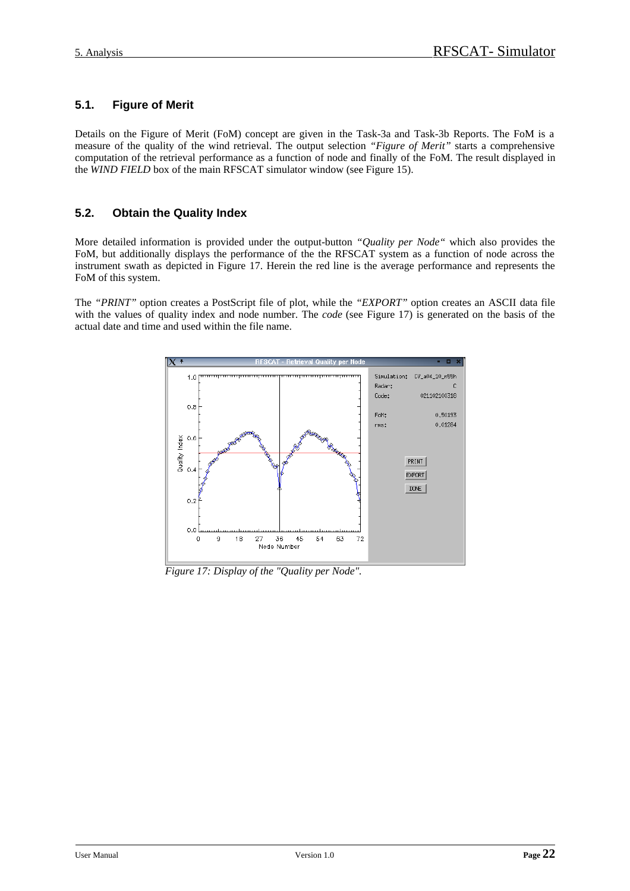## 5.1. Figure of Merit

Details on the Figure of Merit (FoM) concept are given in the Task-3a and Task-3b Reports. The FoM is a measure of the quality of the wind retrieval. The output selection *"Figure of Merit"* starts a comprehensive computation of the retrieval performance as a function of node and finally of the FoM. The result displayed in the *WIND FIELD* box of the main RFSCAT simulator window (see Figure 15).

## 5.2. Obtain the Quality Index

More detailed information is provided under the output-button *"Quality per Node"* which also provides the FoM, but additionally displays the performance of the the RFSCAT system as a function of node across the instrument swath as depicted in Figure 17. Herein the red line is the average performance and represents the FoM of this system.

The *"PRINT"* option creates a PostScript file of plot, while the *"EXPORT"* option creates an ASCII data file with the values of quality index and node number. The *code* (see Figure 17) is generated on the basis of the actual date and time and used within the file name.

*Figure 17: Display of the "Quality per Node".*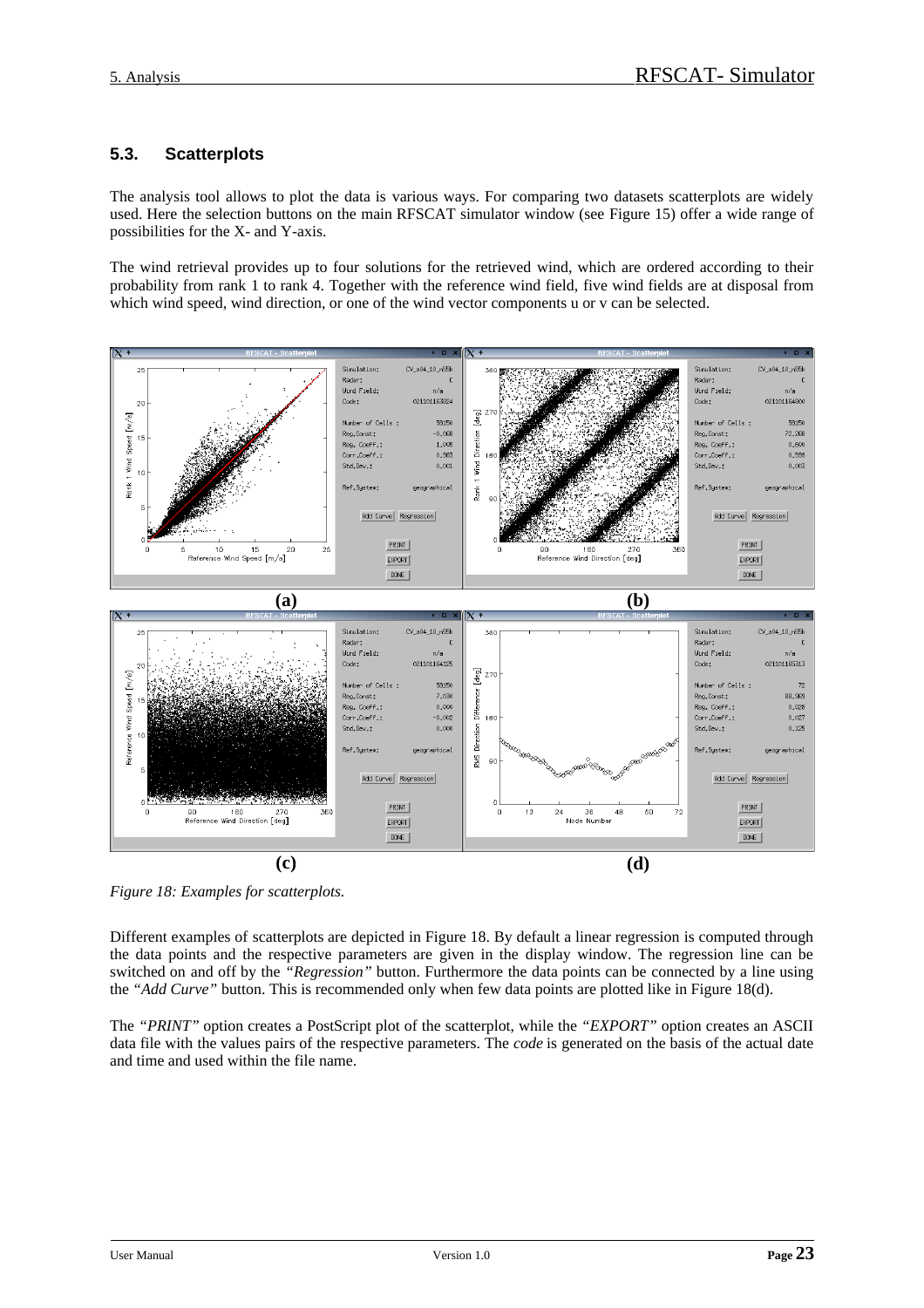## 5.3. Scatterplots

The analysis tool allows to plot the data is various ways. For comparing two datasets scatterplots are widely used. Here the selection buttons on the main RFSCAT simulator window (see Figure 15) offer a wide range of possibilities for the X- and Y-axis.

The wind retrieval provides up to four solutions for the retrieved wind, which are ordered according to their probability from rank 1 to rank 4. Together with the reference wind field, five wind fields are at disposal from which wind speed, wind direction, or one of the wind vector components u or v can be selected.

*Figure 18: Examples for scatterplots.*

Different examples of scatterplots are depicted in Figure 18. By default a linear regression is computed through the data points and the respective parameters are given in the display window. The regression line can be switched on and off by the *"Regression"* button. Furthermore the data points can be connected by a line using the *"Add Curve"* button. This is recommended only when few data points are plotted like in Figure 18(d).

The *"PRINT"* option creates a PostScript plot of the scatterplot, while the *"EXPORT"* option creates an ASCII data file with the values pairs of the respective parameters. The *code* is generated on the basis of the actual date and time and used within the file name.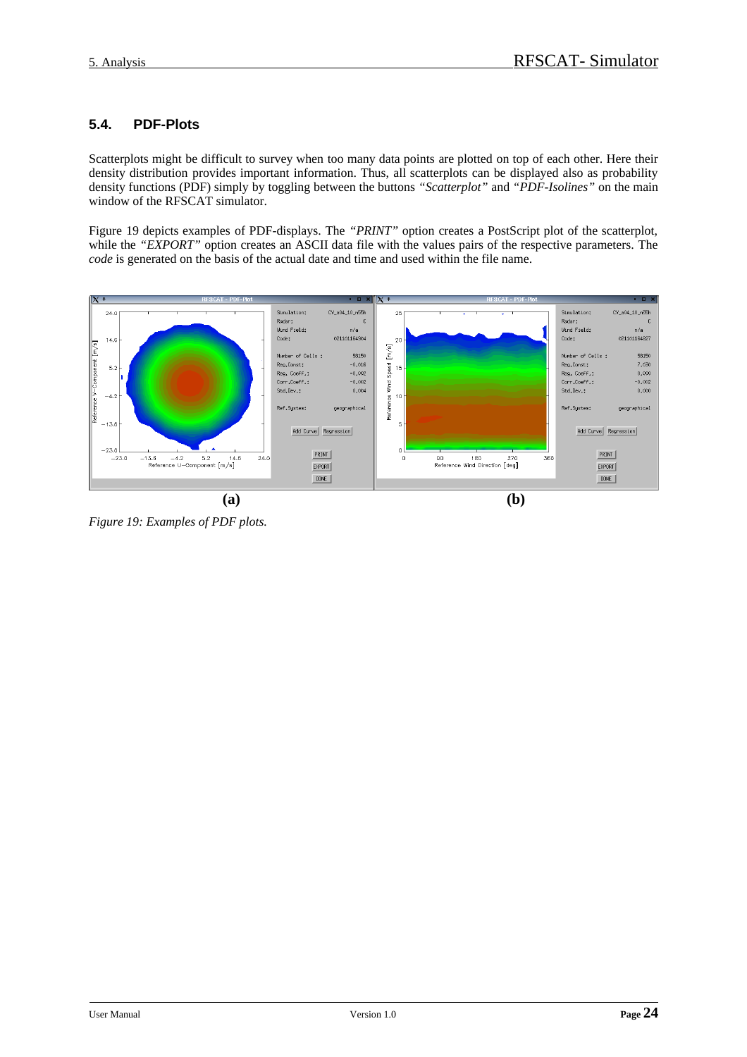## 5.4. PDF-Plots

Scatterplots might be difficult to survey when too many data points are plotted on top of each other. Here their density distribution provides important information. Thus, all scatterplots can be displayed also as probability density functions (PDF) simply by toggling between the buttons *"Scatterplot"* and *"PDF-Isolines"* on the main window of the RFSCAT simulator.

Figure 19 depicts examples of PDF-displays. The *"PRINT"* option creates a PostScript plot of the scatterplot, while the *"EXPORT"* option creates an ASCII data file with the values pairs of the respective parameters. The *code* is generated on the basis of the actual date and time and used within the file name.

**(a)** **(b)**

*Figure 19: Examples of PDF plots.*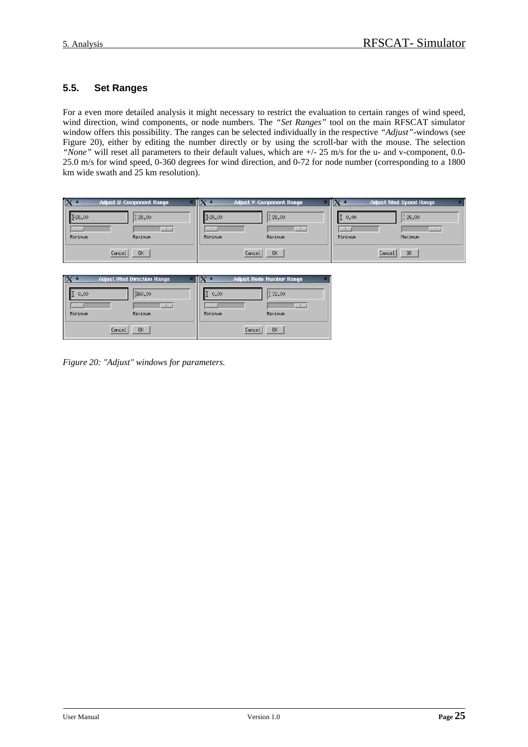## 5.5. Set Ranges

For a even more detailed analysis it might necessary to restrict the evaluation to certain ranges of wind speed, wind direction, wind components, or node numbers. The *"Set Ranges"* tool on the main RFSCAT simulator window offers this possibility. The ranges can be selected individually in the respective *"Adjust"*-windows (see Figure 20), either by editing the number directly or by using the scroll-bar with the mouse. The selection *"None"* will reset all parameters to their default values, which are +/- 25 m/s for the u- and v-component, 0.0-25.0 m/s for wind speed, 0-360 degrees for wind direction, and 0-72 for node number (corresponding to a 1800 km wide swath and 25 km resolution).

*Figure 20: "Adjust" windows for parameters.*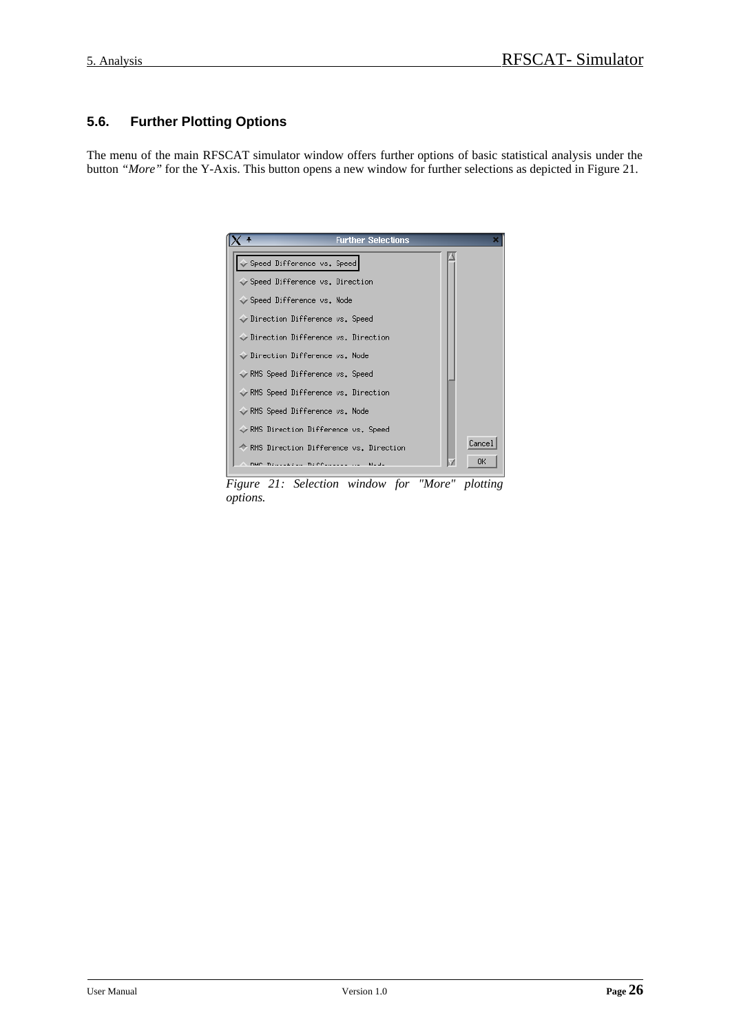## 5.6. Further Plotting Options

The menu of the main RFSCAT simulator window offers further options of basic statistical analysis under the button *"More"* for the Y-Axis. This button opens a new window for further selections as depicted in Figure 21.

*Figure 21: Selection window for "More" plotting options.*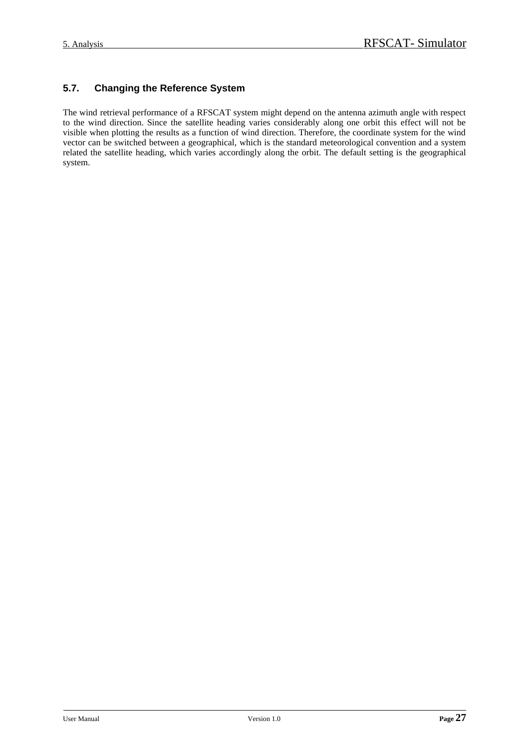### 5.7. Changing the Reference System

The wind retrieval performance of a RFSCAT system might depend on the antenna azimuth angle with respect to the wind direction. Since the satellite heading varies considerably along one orbit this effect will not be visible when plotting the results as a function of wind direction. Therefore, the coordinate system for the wind vector can be switched between a geographical, which is the standard meteorological convention and a system related the satellite heading, which varies accordingly along the orbit. The default setting is the geographical system.